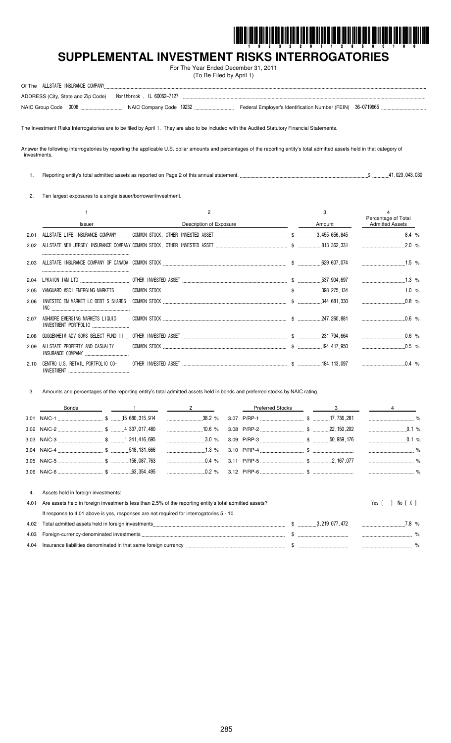# SUPPLEMENTAL INVESTMENT RISKS INTERROGATORIES

For The Year Ended December 31, 2011
(To Be Filed by April 1)

Of The ALLSTATE INSURANCE COMPANY

ADDRESS (City, State and Zip Code) Northbrook , IL 60062-7127

NAIC Group Code 0008 NAIC Company Code 19232 Federal Employer's Identification Number (FEIN) 36-0719665

The Investment Risks Interrogatories are to be filed by April 1. They are also to be included with the Audited Statutory Financial Statements.

Answer the following interrogatories by reporting the applicable U.S. dollar amounts and percentages of the reporting entity's total admitted assets held in that category of investments.

1. Reporting entity's total admitted assets as reported on Page 2 of this annual statement. $ 41,023,043,030

2. Ten largest exposures to a single issuer/borrower/investment.

| | 1<br>Issuer | 2<br>Description of Exposure | 3<br>Amount | 4<br>Percentage of Total Admitted Assets |
|---|---|---|---|---|
| 2.01 | ALLSTATE LIFE INSURANCE COMPANY | COMMON STOCK, OTHER INVESTED ASSET | $ 3,455,656,845 | 8.4 % |
| 2.02 | ALLSTATE NEW JERSEY INSURANCE COMPANY | COMMON STOCK, OTHER INVESTED ASSET | $ 813,362,331 | 2.0 % |
| 2.03 | ALLSTATE INSURANCE COMPANY OF CANADA | COMMON STOCK | $ 629,607,074 | 1.5 % |
| 2.04 | LYKAION IAM LTD | OTHER INVESTED ASSET | $ 537,904,697 | 1.3 % |
| 2.05 | VANGUARD MSCI EMERGING MARKETS | COMMON STOCK | $ 398,275,134 | 1.0 % |
| 2.06 | INVESTEC EM MARKET LC DEBT S SHARES INC | COMMON STOCK | $ 344,681,330 | 0.8 % |
| 2.07 | ASHMORE EMERGING MARKETS LIQUID INVESTMENT PORTFOLIO | COMMON STOCK | $ 247,260,881 | 0.6 % |
| 2.08 | GUGGENHEIM ADVISORS SELECT FUND II | OTHER INVESTED ASSET | $ 231,794,664 | 0.6 % |
| 2.09 | ALLSTATE PROPERTY AND CASUALTY INSURANCE COMPANY | COMMON STOCK | $ 194,417,950 | 0.5 % |
| 2.10 | CENTRO U.S. RETAIL PORTFOLIO CO-INVESTMENT | OTHER INVESTED ASSET | $ 184,113,097 | 0.4 % |

3. Amounts and percentages of the reporting entity's total admitted assets held in bonds and preferred stocks by NAIC rating.

| | Bonds | 1 | 2 | | Preferred Stocks | 3 | 4 |
|---|---|---|---|---|---|---|---|
| 3.01 | NAIC-1 | $ 15,680,315,914 | 38.2 % | 3.07 | P/RP-1 | $ 17,736,281 | % |
| 3.02 | NAIC-2 | $ 4,337,017,480 | 10.6 % | 3.08 | P/RP-2 | $ 22,150,202 | 0.1 % |
| 3.03 | NAIC-3 | $ 1,241,416,695 | 3.0 % | 3.09 | P/RP-3 | $ 50,959,176 | 0.1 % |
| 3.04 | NAIC-4 | $ 518,131,666 | 1.3 % | 3.10 | P/RP-4 | $ | % |
| 3.05 | NAIC-5 | $ 158,087,763 | 0.4 % | 3.11 | P/RP-5 | $ 2,167,077 | % |
| 3.06 | NAIC-6 | $ 63,354,495 | 0.2 % | 3.12 | P/RP-6 | $ | % |

4. Assets held in foreign investments:

4.01 Are assets held in foreign investments less than 2.5% of the reporting entity's total admitted assets? Yes [ ] No [ X ]

If response to 4.01 above is yes, responses are not required for interrogatories 5 - 10.

| | | | |
|---|---|---|---|
| 4.02 | Total admitted assets held in foreign investments | $ 3,219,077,472 | 7.8 % |
| 4.03 | Foreign-currency-denominated investments | $ | % |
| 4.04 | Insurance liabilities denominated in that same foreign currency | $ | % |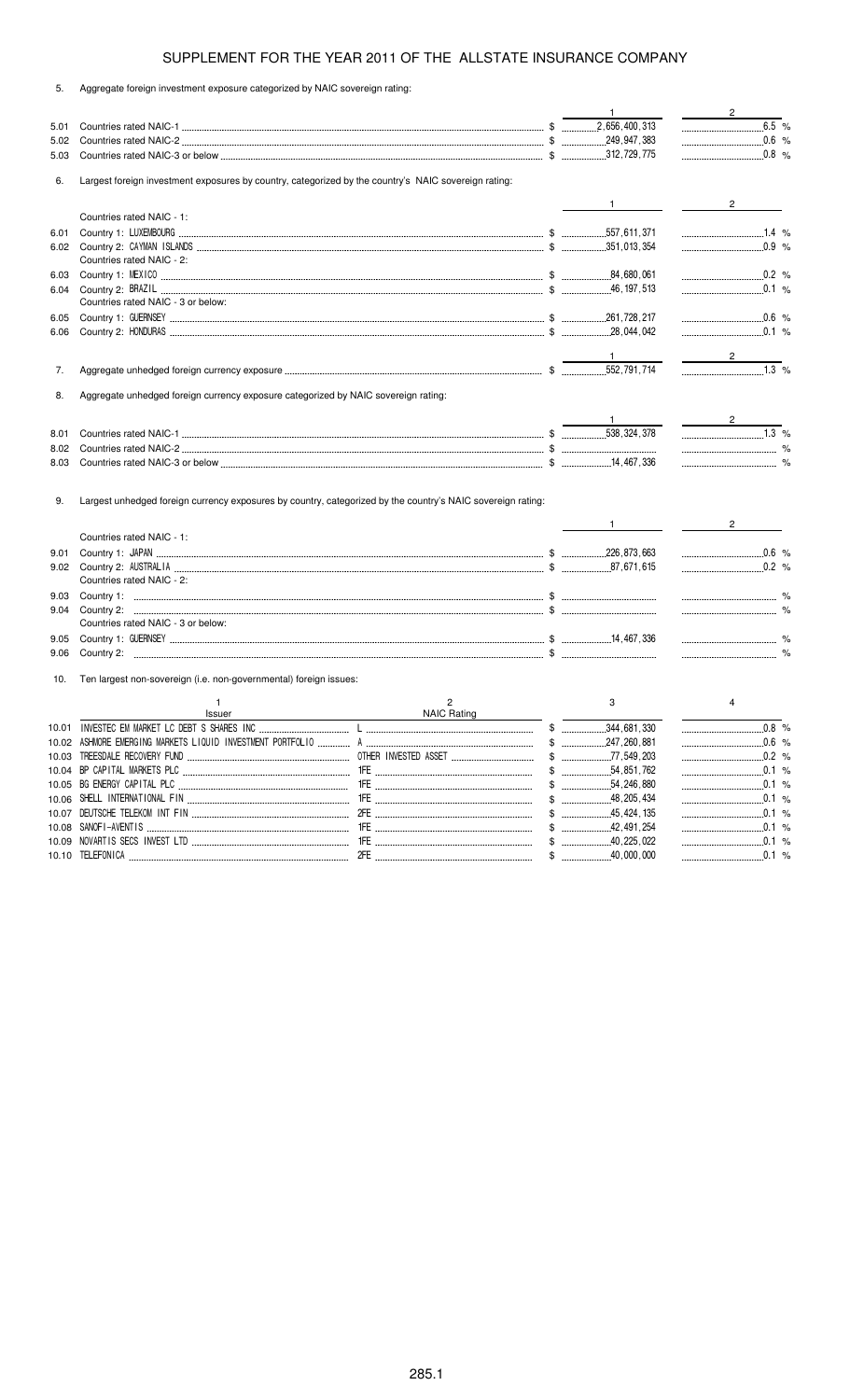# SUPPLEMENT FOR THE YEAR 2011 OF THE ALLSTATE INSURANCE COMPANY

5. Aggregate foreign investment exposure categorized by NAIC sovereign rating:

| | | 1 | 2 |
|---|---|---|---|
| 5.01 | Countries rated NAIC-1 | $ 2,656,400,313 | 6.5 % |
| 5.02 | Countries rated NAIC-2 | $ 249,947,383 | 0.6 % |
| 5.03 | Countries rated NAIC-3 or below | $ 312,729,775 | 0.8 % |

6. Largest foreign investment exposures by country, categorized by the country's NAIC sovereign rating:

| | | 1 | 2 |
|---|---|---|---|
| | Countries rated NAIC - 1: | | |
| 6.01 | Country 1: LUXEMBOURG | $ 557,611,371 | 1.4 % |
| 6.02 | Country 2: CAYMAN ISLANDS | $ 351,013,354 | 0.9 % |
| | Countries rated NAIC - 2: | | |
| 6.03 | Country 1: MEXICO | $ 84,680,061 | 0.2 % |
| 6.04 | Country 2: BRAZIL | $ 46,197,513 | 0.1 % |
| | Countries rated NAIC - 3 or below: | | |
| 6.05 | Country 1: GUERNSEY | $ 261,728,217 | 0.6 % |
| 6.06 | Country 2: HONDURAS | $ 28,044,042 | 0.1 % |

| | | 1 | 2 |
|---|---|---|---|
| 7. | Aggregate unhedged foreign currency exposure | $ 552,791,714 | 1.3 % |

8. Aggregate unhedged foreign currency exposure categorized by NAIC sovereign rating:

| | | 1 | 2 |
|---|---|---|---|
| 8.01 | Countries rated NAIC-1 | $ 538,324,378 | 1.3 % |
| 8.02 | Countries rated NAIC-2 | $ | % |
| 8.03 | Countries rated NAIC-3 or below | $ 14,467,336 | % |

9. Largest unhedged foreign currency exposures by country, categorized by the country's NAIC sovereign rating:

| | | 1 | 2 |
|---|---|---|---|
| | Countries rated NAIC - 1: | | |
| 9.01 | Country 1: JAPAN | $ 226,873,663 | 0.6 % |
| 9.02 | Country 2: AUSTRALIA | $ 87,671,615 | 0.2 % |
| | Countries rated NAIC - 2: | | |
| 9.03 | Country 1: | $ | % |
| 9.04 | Country 2: | $ | % |
| | Countries rated NAIC - 3 or below: | | |
| 9.05 | Country 1: GUERNSEY | $ 14,467,336 | % |
| 9.06 | Country 2: | $ | % |

10. Ten largest non-sovereign (i.e. non-governmental) foreign issues:

| | 1<br>Issuer | 2<br>NAIC Rating | 3 | 4 |
|---|---|---|---|---|
| 10.01 | INVESTEC EM MARKET LC DEBT S SHARES INC | L | $ 344,681,330 | 0.8 % |
| 10.02 | ASHMORE EMERGING MARKETS LIQUID INVESTMENT PORTFOLIO | A | $ 247,260,881 | 0.6 % |
| 10.03 | TREESDALE RECOVERY FUND | OTHER INVESTED ASSET | $ 77,549,203 | 0.2 % |
| 10.04 | BP CAPITAL MARKETS PLC | 1FE | $ 54,851,762 | 0.1 % |
| 10.05 | BG ENERGY CAPITAL PLC | 1FE | $ 54,246,880 | 0.1 % |
| 10.06 | SHELL INTERNATIONAL FIN | 1FE | $ 48,205,434 | 0.1 % |
| 10.07 | DEUTSCHE TELEKOM INT FIN | 2FE | $ 45,424,135 | 0.1 % |
| 10.08 | SANOFI-AVENTIS | 1FE | $ 42,491,254 | 0.1 % |
| 10.09 | NOVARTIS SECS INVEST LTD | 1FE | $ 40,225,022 | 0.1 % |
| 10.10 | TELEFONICA | 2FE | $ 40,000,000 | 0.1 % |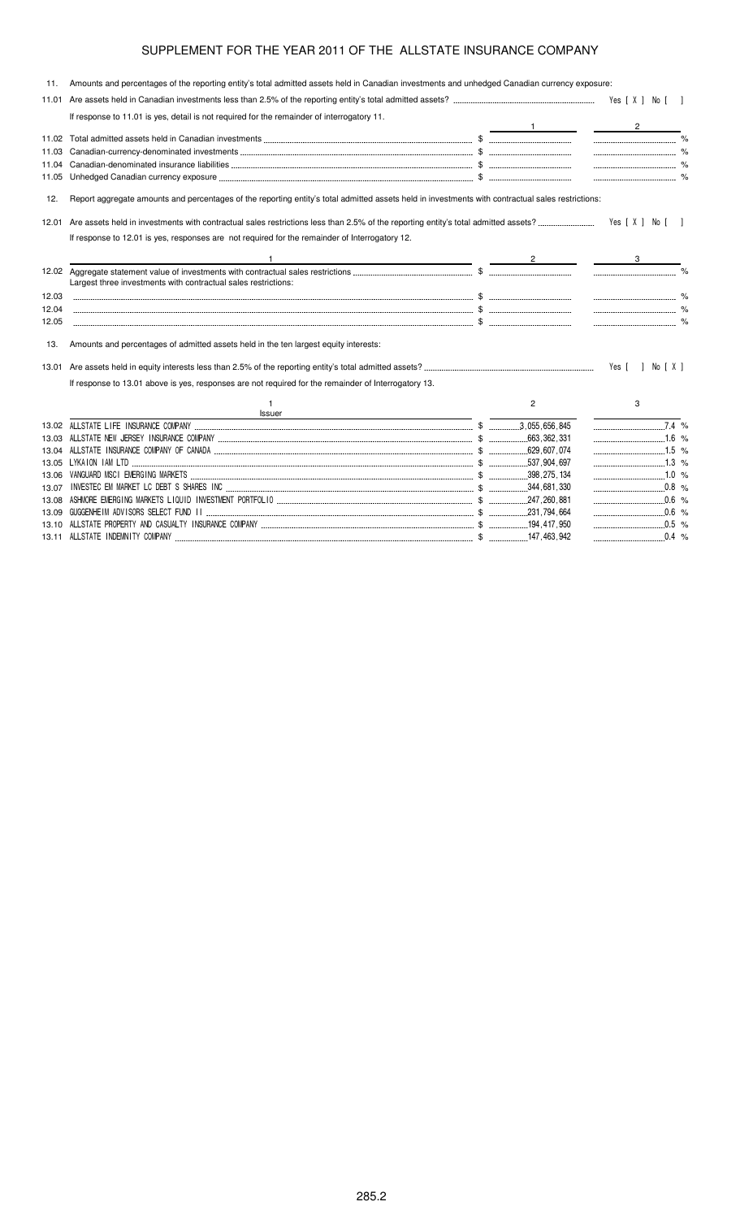# SUPPLEMENT FOR THE YEAR 2011 OF THE ALLSTATE INSURANCE COMPANY

11. Amounts and percentages of the reporting entity's total admitted assets held in Canadian investments and unhedged Canadian currency exposure:

11.01 Are assets held in Canadian investments less than 2.5% of the reporting entity's total admitted assets? Yes [ X ] No [ ]

If response to 11.01 is yes, detail is not required for the remainder of interrogatory 11.

| | | 1 | 2 |
|---|---|---|---|
| 11.02 | Total admitted assets held in Canadian investments | $ | % |
| 11.03 | Canadian-currency-denominated investments | $ | % |
| 11.04 | Canadian-denominated insurance liabilities | $ | % |
| 11.05 | Unhedged Canadian currency exposure | $ | % |

12. Report aggregate amounts and percentages of the reporting entity's total admitted assets held in investments with contractual sales restrictions:

12.01 Are assets held in investments with contractual sales restrictions less than 2.5% of the reporting entity's total admitted assets? Yes [ X ] No [ ]

If response to 12.01 is yes, responses are not required for the remainder of Interrogatory 12.

| | 1 | 2 | 3 |
|---|---|---|---|
| 12.02 | Aggregate statement value of investments with contractual sales restrictions | $ | % |
| | Largest three investments with contractual sales restrictions: | | |
| 12.03 | | $ | % |
| 12.04 | | $ | % |
| 12.05 | | $ | % |

13. Amounts and percentages of admitted assets held in the ten largest equity interests:

13.01 Are assets held in equity interests less than 2.5% of the reporting entity's total admitted assets? Yes [ ] No [ X ]

If response to 13.01 above is yes, responses are not required for the remainder of Interrogatory 13.

| | 1<br>Issuer | 2 | 3 |
|---|---|---|---|
| 13.02 | ALLSTATE LIFE INSURANCE COMPANY | $ 3,055,656,845 | 7.4 % |
| 13.03 | ALLSTATE NEW JERSEY INSURANCE COMPANY | $ 663,362,331 | 1.6 % |
| 13.04 | ALLSTATE INSURANCE COMPANY OF CANADA | $ 629,607,074 | 1.5 % |
| 13.05 | LYKAION IAM LTD | $ 537,904,697 | 1.3 % |
| 13.06 | VANGUARD MSCI EMERGING MARKETS | $ 398,275,134 | 1.0 % |
| 13.07 | INVESTEC EM MARKET LC DEBT S SHARES INC | $ 344,681,330 | 0.8 % |
| 13.08 | ASHMORE EMERGING MARKETS LIQUID INVESTMENT PORTFOLIO | $ 247,260,881 | 0.6 % |
| 13.09 | GUGGENHEIM ADVISORS SELECT FUND II | $ 231,794,664 | 0.6 % |
| 13.10 | ALLSTATE PROPERTY AND CASUALTY INSURANCE COMPANY | $ 194,417,950 | 0.5 % |
| 13.11 | ALLSTATE INDEMNITY COMPANY | $ 147,463,942 | 0.4 % |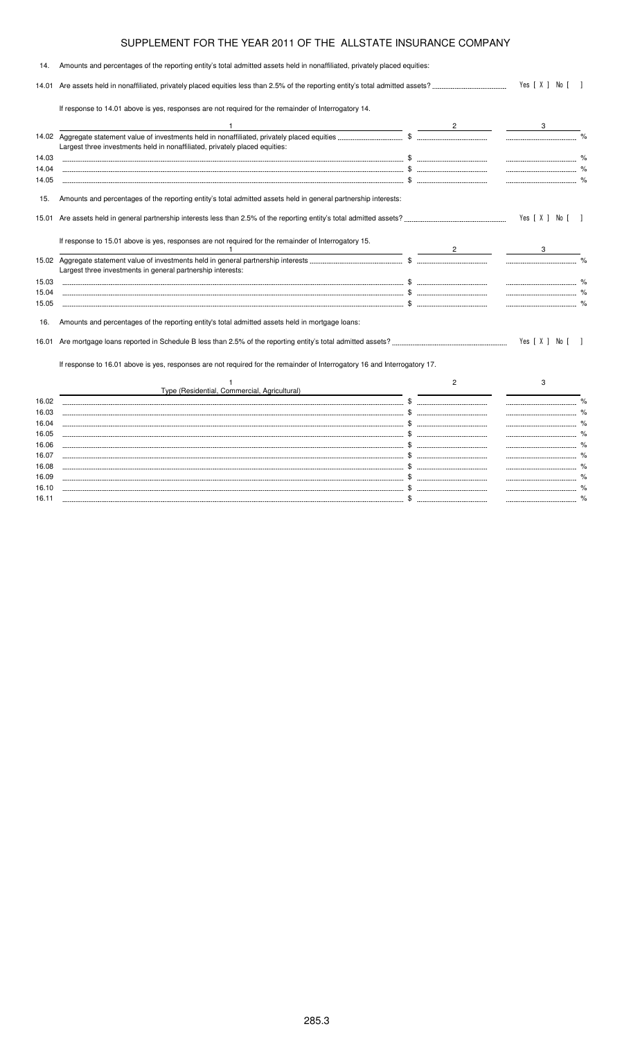SUPPLEMENT FOR THE YEAR 2011 OF THE ALLSTATE INSURANCE COMPANY

14. Amounts and percentages of the reporting entity's total admitted assets held in nonaffiliated, privately placed equities:

14.01 Are assets held in nonaffiliated, privately placed equities less than 2.5% of the reporting entity's total admitted assets? Yes [ X ] No [ ]

If response to 14.01 above is yes, responses are not required for the remainder of Interrogatory 14.

| | 1 | 2 | 3 |
|---|---|---|---|
| 14.02 | Aggregate statement value of investments held in nonaffiliated, privately placed equities | $ | % |
| | Largest three investments held in nonaffiliated, privately placed equities: | | |
| 14.03 | | $ | % |
| 14.04 | | $ | % |
| 14.05 | | $ | % |

15. Amounts and percentages of the reporting entity's total admitted assets held in general partnership interests:

15.01 Are assets held in general partnership interests less than 2.5% of the reporting entity's total admitted assets? Yes [ X ] No [ ]

If response to 15.01 above is yes, responses are not required for the remainder of Interrogatory 15.

| | 1 | 2 | 3 |
|---|---|---|---|
| 15.02 | Aggregate statement value of investments held in general partnership interests | $ | % |
| | Largest three investments in general partnership interests: | | |
| 15.03 | | $ | % |
| 15.04 | | $ | % |
| 15.05 | | $ | % |

16. Amounts and percentages of the reporting entity's total admitted assets held in mortgage loans:

16.01 Are mortgage loans reported in Schedule B less than 2.5% of the reporting entity's total admitted assets? Yes [ X ] No [ ]

If response to 16.01 above is yes, responses are not required for the remainder of Interrogatory 16 and Interrogatory 17.

| | 1<br>Type (Residential, Commercial, Agricultural) | 2 | 3 |
|---|---|---|---|
| 16.02 | | $ | % |
| 16.03 | | $ | % |
| 16.04 | | $ | % |
| 16.05 | | $ | % |
| 16.06 | | $ | % |
| 16.07 | | $ | % |
| 16.08 | | $ | % |
| 16.09 | | $ | % |
| 16.10 | | $ | % |
| 16.11 | | $ | % |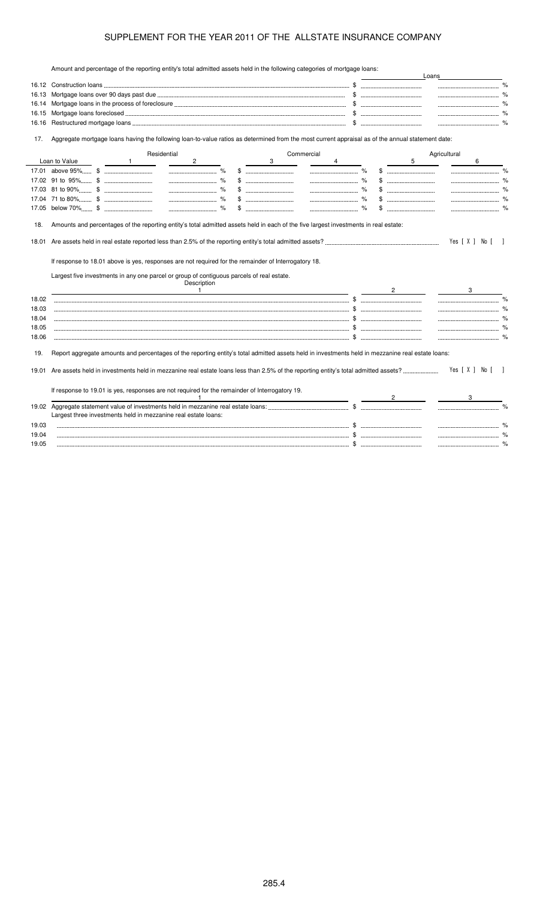## SUPPLEMENT FOR THE YEAR 2011 OF THE ALLSTATE INSURANCE COMPANY

Amount and percentage of the reporting entity's total admitted assets held in the following categories of mortgage loans:

| | Loans | |
|---|---|---|
| 16.12 Construction loans | $ | % |
| 16.13 Mortgage loans over 90 days past due | $ | % |
| 16.14 Mortgage loans in the process of foreclosure | $ | % |
| 16.15 Mortgage loans foreclosed | $ | % |
| 16.16 Restructured mortgage loans | $ | % |

17. Aggregate mortgage loans having the following loan-to-value ratios as determined from the most current appraisal as of the annual statement date:

| Loan to Value | Residential | | Commercial | | Agricultural | |
|---|---|---|---|---|---|---|
| | 1 | 2 | 3 | 4 | 5 | 6 |
| 17.01 above 95% | $ | % | $ | % | $ | % |
| 17.02 91 to 95% | $ | % | $ | % | $ | % |
| 17.03 81 to 90% | $ | % | $ | % | $ | % |
| 17.04 71 to 80% | $ | % | $ | % | $ | % |
| 17.05 below 70% | $ | % | $ | % | $ | % |

18. Amounts and percentages of the reporting entity's total admitted assets held in each of the five largest investments in real estate:

18.01 Are assets held in real estate reported less than 2.5% of the reporting entity's total admitted assets? Yes [ X ] No [ ]

If response to 18.01 above is yes, responses are not required for the remainder of Interrogatory 18.

Largest five investments in any one parcel or group of contiguous parcels of real estate.

| | Description 1 | 2 | 3 |
|---|---|---|---|
| 18.02 | | $ | % |
| 18.03 | | $ | % |
| 18.04 | | $ | % |
| 18.05 | | $ | % |
| 18.06 | | $ | % |

19. Report aggregate amounts and percentages of the reporting entity's total admitted assets held in investments held in mezzanine real estate loans:

19.01 Are assets held in investments held in mezzanine real estate loans less than 2.5% of the reporting entity's total admitted assets? Yes [ X ] No [ ]

If response to 19.01 is yes, responses are not required for the remainder of Interrogatory 19.

| | 1 | 2 | 3 |
|---|---|---|---|
| 19.02 | Aggregate statement value of investments held in mezzanine real estate loans: | $ | % |
| | Largest three investments held in mezzanine real estate loans: | | |
| 19.03 | | $ | % |
| 19.04 | | $ | % |
| 19.05 | | $ | % |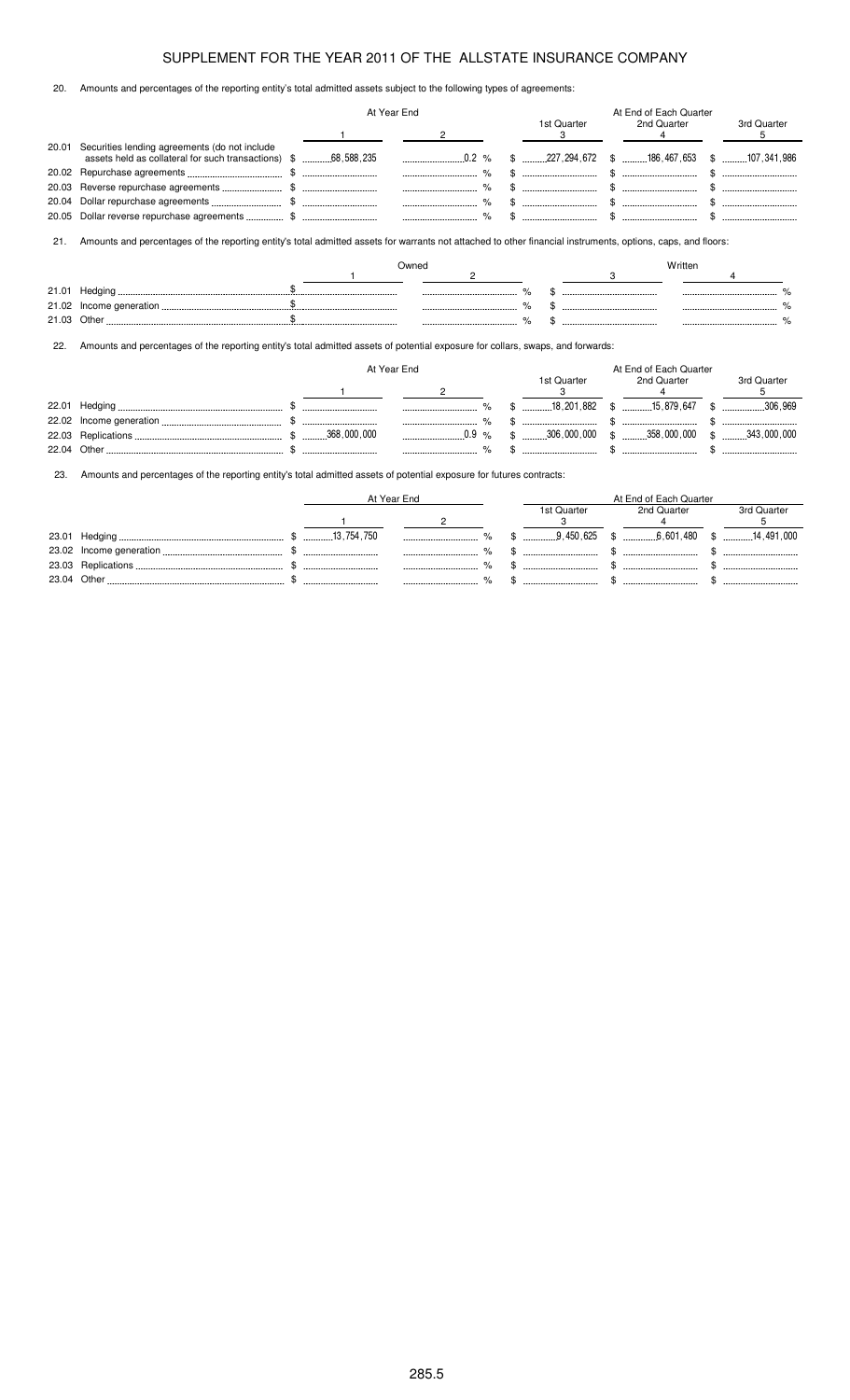# SUPPLEMENT FOR THE YEAR 2011 OF THE ALLSTATE INSURANCE COMPANY

20. Amounts and percentages of the reporting entity's total admitted assets subject to the following types of agreements:

| | At Year End | | At End of Each Quarter | | |
|---|---|---|---|---|---|
| | | | 1st Quarter | 2nd Quarter | 3rd Quarter |
| | 1 | 2 | 3 | 4 | 5 |
| 20.01 Securities lending agreements (do not include assets held as collateral for such transactions) | $ 68,588,235 | 0.2 % | $ 227,294,672 | $ 186,467,653 | $ 107,341,986 |
| 20.02 Repurchase agreements | $ | % | $ | $ | $ |
| 20.03 Reverse repurchase agreements | $ | % | $ | $ | $ |
| 20.04 Dollar repurchase agreements | $ | % | $ | $ | $ |
| 20.05 Dollar reverse repurchase agreements | $ | % | $ | $ | $ |

21. Amounts and percentages of the reporting entity's total admitted assets for warrants not attached to other financial instruments, options, caps, and floors:

| | Owned | | Written | |
|---|---|---|---|---|
| | 1 | 2 | 3 | 4 |
| 21.01 Hedging | $ | % | $ | % |
| 21.02 Income generation | $ | % | $ | % |
| 21.03 Other | $ | % | $ | % |

22. Amounts and percentages of the reporting entity's total admitted assets of potential exposure for collars, swaps, and forwards:

| | At Year End | | At End of Each Quarter | | |
|---|---|---|---|---|---|
| | | | 1st Quarter | 2nd Quarter | 3rd Quarter |
| | 1 | 2 | 3 | 4 | 5 |
| 22.01 Hedging | $ | % | $ 18,201,882 | $ 15,879,647 | $ 306,969 |
| 22.02 Income generation | $ | % | $ | $ | $ |
| 22.03 Replications | $ 368,000,000 | 0.9 % | $ 306,000,000 | $ 358,000,000 | $ 343,000,000 |
| 22.04 Other | $ | % | $ | $ | $ |

23. Amounts and percentages of the reporting entity's total admitted assets of potential exposure for futures contracts:

| | At Year End | | At End of Each Quarter | | |
|---|---|---|---|---|---|
| | | | 1st Quarter | 2nd Quarter | 3rd Quarter |
| | 1 | 2 | 3 | 4 | 5 |
| 23.01 Hedging | $ 13,754,750 | % | $ 9,450,625 | $ 6,601,480 | $ 14,491,000 |
| 23.02 Income generation | $ | % | $ | $ | $ |
| 23.03 Replications | $ | % | $ | $ | $ |
| 23.04 Other | $ | % | $ | $ | $ |